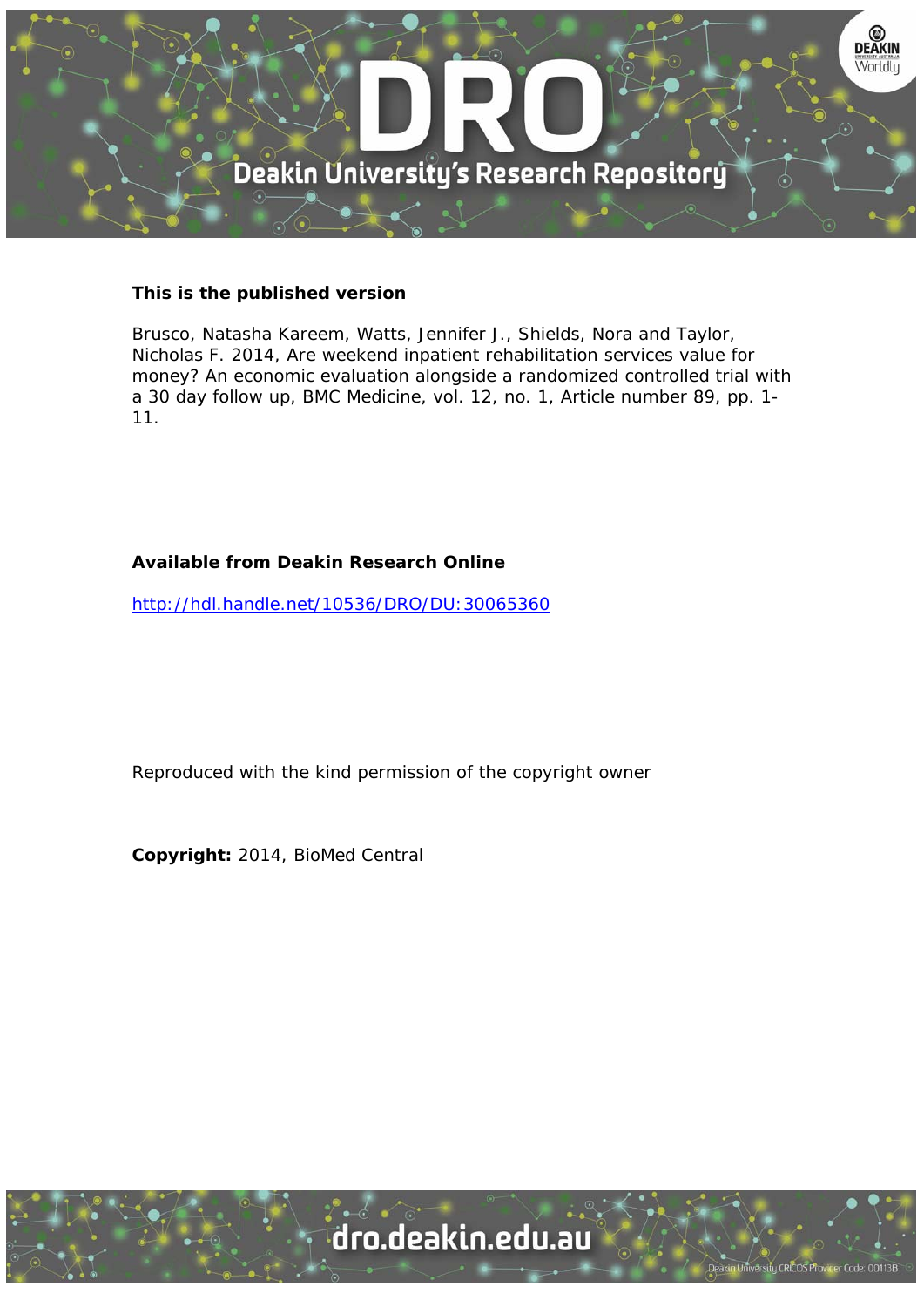**This is the published version**

Brusco, Natasha Kareem, Watts, Jennifer J., Shields, Nora and Taylor, Nicholas F. 2014, Are weekend inpatient rehabilitation services value for money? An economic evaluation alongside a randomized controlled trial with a 30 day follow up, BMC Medicine, vol. 12, no. 1, Article number 89, pp. 1-11.

**Available from Deakin Research Online**

http://hdl.handle.net/10536/DRO/DU:30065360

Reproduced with the kind permission of the copyright owner

**Copyright:** 2014, BioMed Central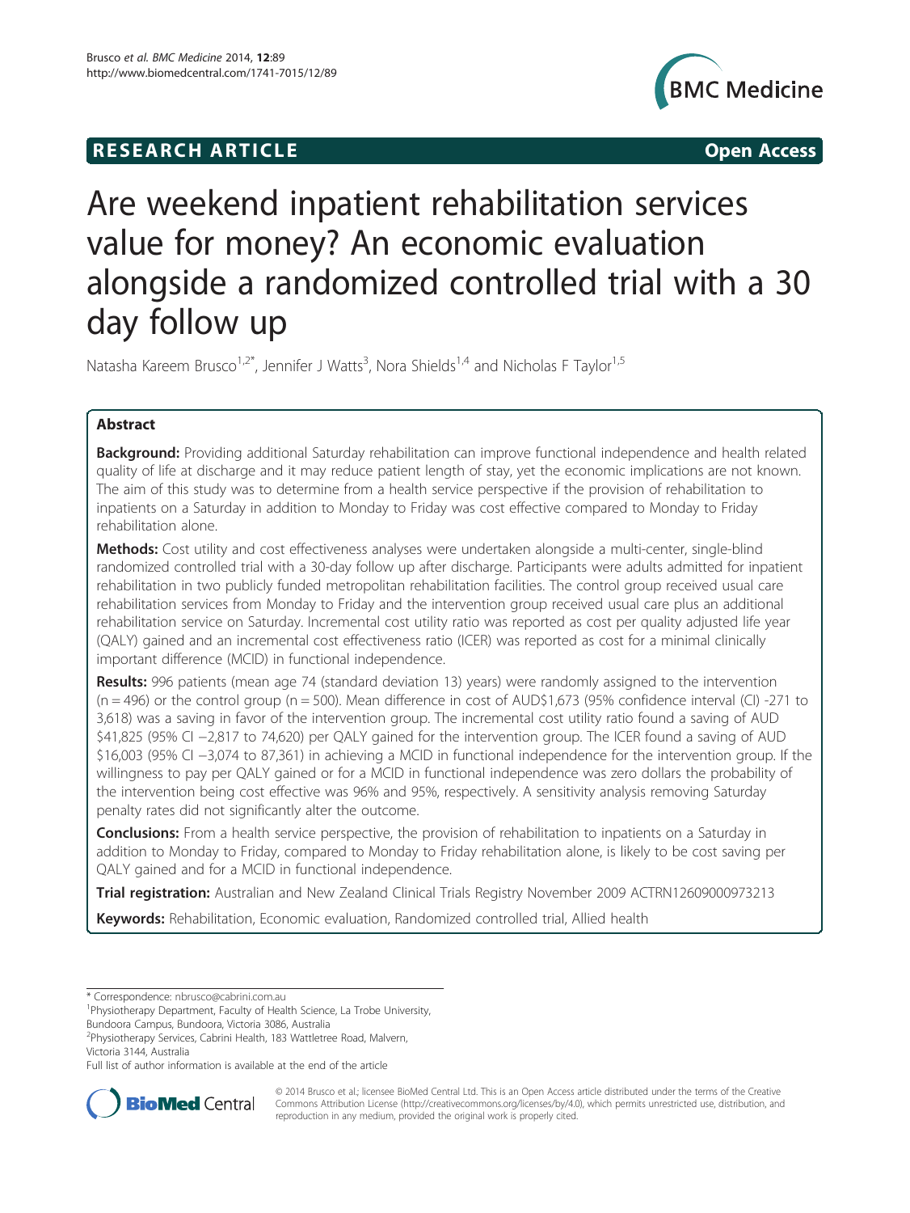# RESEARCH ARTICLE

**Open Access**

# Are weekend inpatient rehabilitation services value for money? An economic evaluation alongside a randomized controlled trial with a 30 day follow up

Natasha Kareem Brusco[1,2*], Jennifer J Watts[3], Nora Shields[1,4] and Nicholas F Taylor[1,5]

## Abstract

**Background:** Providing additional Saturday rehabilitation can improve functional independence and health related quality of life at discharge and it may reduce patient length of stay, yet the economic implications are not known. The aim of this study was to determine from a health service perspective if the provision of rehabilitation to inpatients on a Saturday in addition to Monday to Friday was cost effective compared to Monday to Friday rehabilitation alone.

**Methods:** Cost utility and cost effectiveness analyses were undertaken alongside a multi-center, single-blind randomized controlled trial with a 30-day follow up after discharge. Participants were adults admitted for inpatient rehabilitation in two publicly funded metropolitan rehabilitation facilities. The control group received usual care rehabilitation services from Monday to Friday and the intervention group received usual care plus an additional rehabilitation service on Saturday. Incremental cost utility ratio was reported as cost per quality adjusted life year (QALY) gained and an incremental cost effectiveness ratio (ICER) was reported as cost for a minimal clinically important difference (MCID) in functional independence.

**Results:** 996 patients (mean age 74 (standard deviation 13) years) were randomly assigned to the intervention (n = 496) or the control group (n = 500). Mean difference in cost of AUD$1,673 (95% confidence interval (CI) -271 to 3,618) was a saving in favor of the intervention group. The incremental cost utility ratio found a saving of AUD $41,825 (95% CI −2,817 to 74,620) per QALY gained for the intervention group. The ICER found a saving of AUD $16,003 (95% CI −3,074 to 87,361) in achieving a MCID in functional independence for the intervention group. If the willingness to pay per QALY gained or for a MCID in functional independence was zero dollars the probability of the intervention being cost effective was 96% and 95%, respectively. A sensitivity analysis removing Saturday penalty rates did not significantly alter the outcome.

**Conclusions:** From a health service perspective, the provision of rehabilitation to inpatients on a Saturday in addition to Monday to Friday, compared to Monday to Friday rehabilitation alone, is likely to be cost saving per QALY gained and for a MCID in functional independence.

**Trial registration:** Australian and New Zealand Clinical Trials Registry November 2009 ACTRN12609000973213

**Keywords:** Rehabilitation, Economic evaluation, Randomized controlled trial, Allied health

---

\* Correspondence: nbrusco@cabrini.com.au

[1]Physiotherapy Department, Faculty of Health Science, La Trobe University, Bundoora Campus, Bundoora, Victoria 3086, Australia

[2]Physiotherapy Services, Cabrini Health, 183 Wattletree Road, Malvern, Victoria 3144, Australia

Full list of author information is available at the end of the article

© 2014 Brusco et al.; licensee BioMed Central Ltd. This is an Open Access article distributed under the terms of the Creative Commons Attribution License (http://creativecommons.org/licenses/by/4.0), which permits unrestricted use, distribution, and reproduction in any medium, provided the original work is properly cited.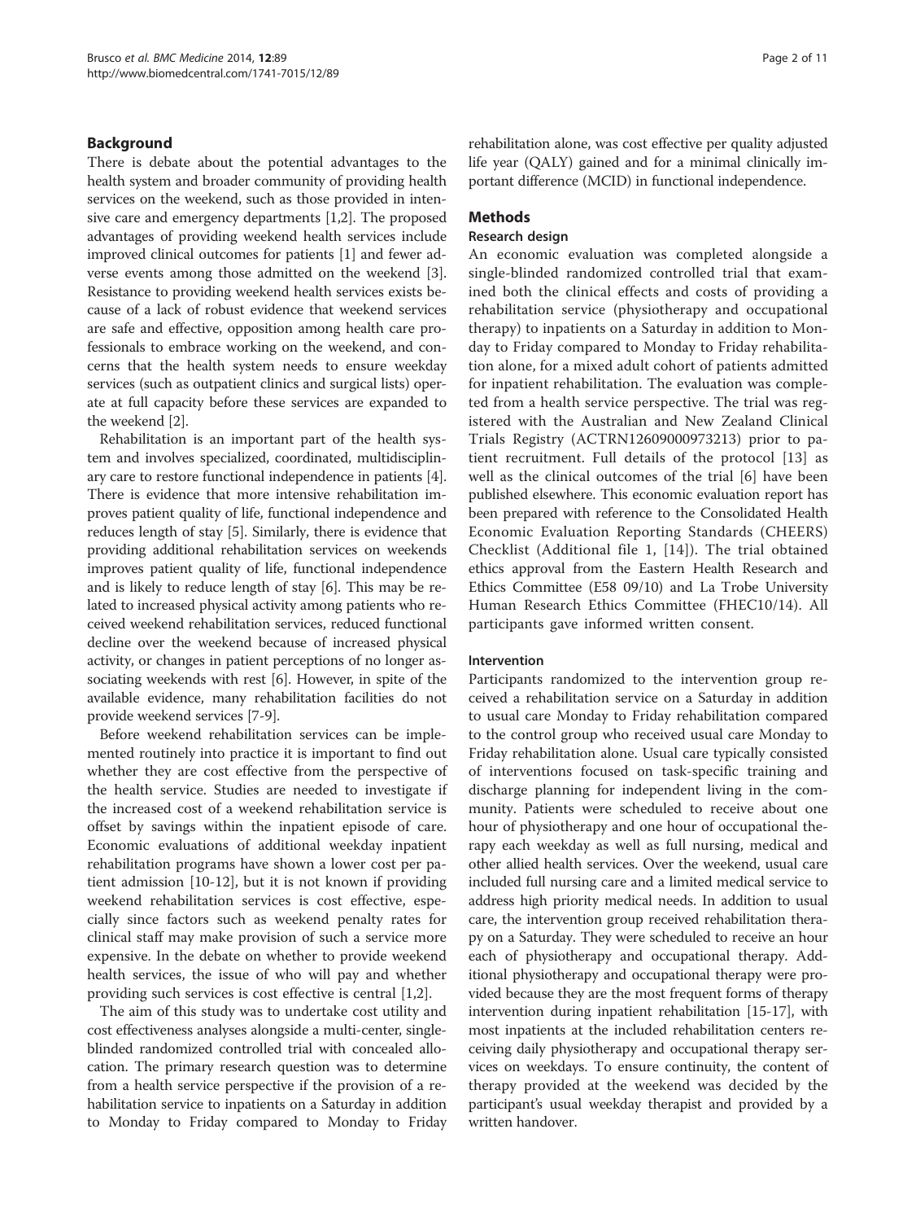## Background

There is debate about the potential advantages to the health system and broader community of providing health services on the weekend, such as those provided in intensive care and emergency departments [1,2]. The proposed advantages of providing weekend health services include improved clinical outcomes for patients [1] and fewer adverse events among those admitted on the weekend [3]. Resistance to providing weekend health services exists because of a lack of robust evidence that weekend services are safe and effective, opposition among health care professionals to embrace working on the weekend, and concerns that the health system needs to ensure weekday services (such as outpatient clinics and surgical lists) operate at full capacity before these services are expanded to the weekend [2].

Rehabilitation is an important part of the health system and involves specialized, coordinated, multidisciplinary care to restore functional independence in patients [4]. There is evidence that more intensive rehabilitation improves patient quality of life, functional independence and reduces length of stay [5]. Similarly, there is evidence that providing additional rehabilitation services on weekends improves patient quality of life, functional independence and is likely to reduce length of stay [6]. This may be related to increased physical activity among patients who received weekend rehabilitation services, reduced functional decline over the weekend because of increased physical activity, or changes in patient perceptions of no longer associating weekends with rest [6]. However, in spite of the available evidence, many rehabilitation facilities do not provide weekend services [7-9].

Before weekend rehabilitation services can be implemented routinely into practice it is important to find out whether they are cost effective from the perspective of the health service. Studies are needed to investigate if the increased cost of a weekend rehabilitation service is offset by savings within the inpatient episode of care. Economic evaluations of additional weekday inpatient rehabilitation programs have shown a lower cost per patient admission [10-12], but it is not known if providing weekend rehabilitation services is cost effective, especially since factors such as weekend penalty rates for clinical staff may make provision of such a service more expensive. In the debate on whether to provide weekend health services, the issue of who will pay and whether providing such services is cost effective is central [1,2].

The aim of this study was to undertake cost utility and cost effectiveness analyses alongside a multi-center, single-blinded randomized controlled trial with concealed allocation. The primary research question was to determine from a health service perspective if the provision of a rehabilitation service to inpatients on a Saturday in addition to Monday to Friday compared to Monday to Friday rehabilitation alone, was cost effective per quality adjusted life year (QALY) gained and for a minimal clinically important difference (MCID) in functional independence.

## Methods

### Research design

An economic evaluation was completed alongside a single-blinded randomized controlled trial that examined both the clinical effects and costs of providing a rehabilitation service (physiotherapy and occupational therapy) to inpatients on a Saturday in addition to Monday to Friday compared to Monday to Friday rehabilitation alone, for a mixed adult cohort of patients admitted for inpatient rehabilitation. The evaluation was completed from a health service perspective. The trial was registered with the Australian and New Zealand Clinical Trials Registry (ACTRN12609000973213) prior to patient recruitment. Full details of the protocol [13] as well as the clinical outcomes of the trial [6] have been published elsewhere. This economic evaluation report has been prepared with reference to the Consolidated Health Economic Evaluation Reporting Standards (CHEERS) Checklist (Additional file 1, [14]). The trial obtained ethics approval from the Eastern Health Research and Ethics Committee (E58 09/10) and La Trobe University Human Research Ethics Committee (FHEC10/14). All participants gave informed written consent.

### Intervention

Participants randomized to the intervention group received a rehabilitation service on a Saturday in addition to usual care Monday to Friday rehabilitation compared to the control group who received usual care Monday to Friday rehabilitation alone. Usual care typically consisted of interventions focused on task-specific training and discharge planning for independent living in the community. Patients were scheduled to receive about one hour of physiotherapy and one hour of occupational therapy each weekday as well as full nursing, medical and other allied health services. Over the weekend, usual care included full nursing care and a limited medical service to address high priority medical needs. In addition to usual care, the intervention group received rehabilitation therapy on a Saturday. They were scheduled to receive an hour each of physiotherapy and occupational therapy. Additional physiotherapy and occupational therapy were provided because they are the most frequent forms of therapy intervention during inpatient rehabilitation [15-17], with most inpatients at the included rehabilitation centers receiving daily physiotherapy and occupational therapy services on weekdays. To ensure continuity, the content of therapy provided at the weekend was decided by the participant's usual weekday therapist and provided by a written handover.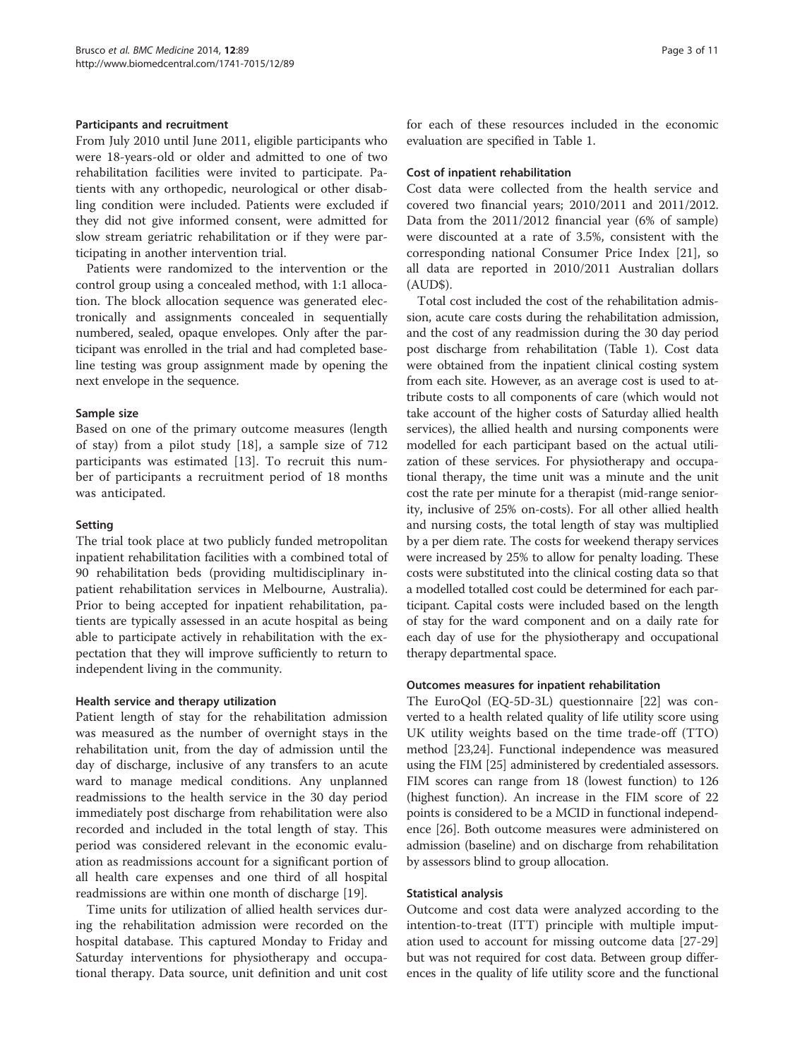#### Participants and recruitment

From July 2010 until June 2011, eligible participants who were 18-years-old or older and admitted to one of two rehabilitation facilities were invited to participate. Patients with any orthopedic, neurological or other disabling condition were included. Patients were excluded if they did not give informed consent, were admitted for slow stream geriatric rehabilitation or if they were participating in another intervention trial.

Patients were randomized to the intervention or the control group using a concealed method, with 1:1 allocation. The block allocation sequence was generated electronically and assignments concealed in sequentially numbered, sealed, opaque envelopes. Only after the participant was enrolled in the trial and had completed baseline testing was group assignment made by opening the next envelope in the sequence.

#### Sample size

Based on one of the primary outcome measures (length of stay) from a pilot study [18], a sample size of 712 participants was estimated [13]. To recruit this number of participants a recruitment period of 18 months was anticipated.

#### Setting

The trial took place at two publicly funded metropolitan inpatient rehabilitation facilities with a combined total of 90 rehabilitation beds (providing multidisciplinary inpatient rehabilitation services in Melbourne, Australia). Prior to being accepted for inpatient rehabilitation, patients are typically assessed in an acute hospital as being able to participate actively in rehabilitation with the expectation that they will improve sufficiently to return to independent living in the community.

#### Health service and therapy utilization

Patient length of stay for the rehabilitation admission was measured as the number of overnight stays in the rehabilitation unit, from the day of admission until the day of discharge, inclusive of any transfers to an acute ward to manage medical conditions. Any unplanned readmissions to the health service in the 30 day period immediately post discharge from rehabilitation were also recorded and included in the total length of stay. This period was considered relevant in the economic evaluation as readmissions account for a significant portion of all health care expenses and one third of all hospital readmissions are within one month of discharge [19].

Time units for utilization of allied health services during the rehabilitation admission were recorded on the hospital database. This captured Monday to Friday and Saturday interventions for physiotherapy and occupational therapy. Data source, unit definition and unit cost for each of these resources included in the economic evaluation are specified in Table 1.

#### Cost of inpatient rehabilitation

Cost data were collected from the health service and covered two financial years; 2010/2011 and 2011/2012. Data from the 2011/2012 financial year (6% of sample) were discounted at a rate of 3.5%, consistent with the corresponding national Consumer Price Index [21], so all data are reported in 2010/2011 Australian dollars (AUD$).

Total cost included the cost of the rehabilitation admission, acute care costs during the rehabilitation admission, and the cost of any readmission during the 30 day period post discharge from rehabilitation (Table 1). Cost data were obtained from the inpatient clinical costing system from each site. However, as an average cost is used to attribute costs to all components of care (which would not take account of the higher costs of Saturday allied health services), the allied health and nursing components were modelled for each participant based on the actual utilization of these services. For physiotherapy and occupational therapy, the time unit was a minute and the unit cost the rate per minute for a therapist (mid-range seniority, inclusive of 25% on-costs). For all other allied health and nursing costs, the total length of stay was multiplied by a per diem rate. The costs for weekend therapy services were increased by 25% to allow for penalty loading. These costs were substituted into the clinical costing data so that a modelled totalled cost could be determined for each participant. Capital costs were included based on the length of stay for the ward component and on a daily rate for each day of use for the physiotherapy and occupational therapy departmental space.

#### Outcomes measures for inpatient rehabilitation

The EuroQol (EQ-5D-3L) questionnaire [22] was converted to a health related quality of life utility score using UK utility weights based on the time trade-off (TTO) method [23,24]. Functional independence was measured using the FIM [25] administered by credentialed assessors. FIM scores can range from 18 (lowest function) to 126 (highest function). An increase in the FIM score of 22 points is considered to be a MCID in functional independence [26]. Both outcome measures were administered on admission (baseline) and on discharge from rehabilitation by assessors blind to group allocation.

#### Statistical analysis

Outcome and cost data were analyzed according to the intention-to-treat (ITT) principle with multiple imputation used to account for missing outcome data [27-29] but was not required for cost data. Between group differences in the quality of life utility score and the functional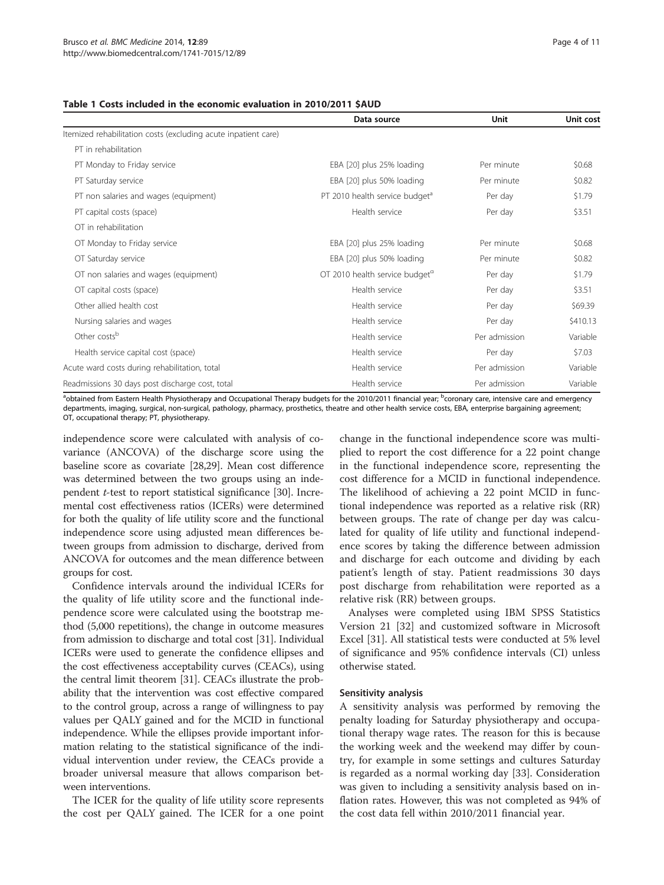**Table 1 Costs included in the economic evaluation in 2010/2011 $AUD**

| | Data source | Unit | Unit cost |
|---|---|---|---|
| Itemized rehabilitation costs (excluding acute inpatient care) | | | |
| PT in rehabilitation | | | |
| PT Monday to Friday service | EBA [20] plus 25% loading | Per minute | $0.68 |
| PT Saturday service | EBA [20] plus 50% loading | Per minute | $0.82 |
| PT non salaries and wages (equipment) | PT 2010 health service budget[a] | Per day | $1.79 |
| PT capital costs (space) | Health service | Per day | $3.51 |
| OT in rehabilitation | | | |
| OT Monday to Friday service | EBA [20] plus 25% loading | Per minute | $0.68 |
| OT Saturday service | EBA [20] plus 50% loading | Per minute | $0.82 |
| OT non salaries and wages (equipment) | OT 2010 health service budget[a] | Per day | $1.79 |
| OT capital costs (space) | Health service | Per day | $3.51 |
| Other allied health cost | Health service | Per day | $69.39 |
| Nursing salaries and wages | Health service | Per day | $410.13 |
| Other costs[b] | Health service | Per admission | Variable |
| Health service capital cost (space) | Health service | Per day | $7.03 |
| Acute ward costs during rehabilitation, total | Health service | Per admission | Variable |
| Readmissions 30 days post discharge cost, total | Health service | Per admission | Variable |

[a]obtained from Eastern Health Physiotherapy and Occupational Therapy budgets for the 2010/2011 financial year; [b]coronary care, intensive care and emergency departments, imaging, surgical, non-surgical, pathology, pharmacy, prosthetics, theatre and other health service costs, EBA, enterprise bargaining agreement; OT, occupational therapy; PT, physiotherapy.

independence score were calculated with analysis of covariance (ANCOVA) of the discharge score using the baseline score as covariate [28,29]. Mean cost difference was determined between the two groups using an independent *t*-test to report statistical significance [30]. Incremental cost effectiveness ratios (ICERs) were determined for both the quality of life utility score and the functional independence score using adjusted mean differences between groups from admission to discharge, derived from ANCOVA for outcomes and the mean difference between groups for cost.

Confidence intervals around the individual ICERs for the quality of life utility score and the functional independence score were calculated using the bootstrap method (5,000 repetitions), the change in outcome measures from admission to discharge and total cost [31]. Individual ICERs were used to generate the confidence ellipses and the cost effectiveness acceptability curves (CEACs), using the central limit theorem [31]. CEACs illustrate the probability that the intervention was cost effective compared to the control group, across a range of willingness to pay values per QALY gained and for the MCID in functional independence. While the ellipses provide important information relating to the statistical significance of the individual intervention under review, the CEACs provide a broader universal measure that allows comparison between interventions.

The ICER for the quality of life utility score represents the cost per QALY gained. The ICER for a one point change in the functional independence score was multiplied to report the cost difference for a 22 point change in the functional independence score, representing the cost difference for a MCID in functional independence. The likelihood of achieving a 22 point MCID in functional independence was reported as a relative risk (RR) between groups. The rate of change per day was calculated for quality of life utility and functional independence scores by taking the difference between admission and discharge for each outcome and dividing by each patient's length of stay. Patient readmissions 30 days post discharge from rehabilitation were reported as a relative risk (RR) between groups.

Analyses were completed using IBM SPSS Statistics Version 21 [32] and customized software in Microsoft Excel [31]. All statistical tests were conducted at 5% level of significance and 95% confidence intervals (CI) unless otherwise stated.

### Sensitivity analysis

A sensitivity analysis was performed by removing the penalty loading for Saturday physiotherapy and occupational therapy wage rates. The reason for this is because the working week and the weekend may differ by country, for example in some settings and cultures Saturday is regarded as a normal working day [33]. Consideration was given to including a sensitivity analysis based on inflation rates. However, this was not completed as 94% of the cost data fell within 2010/2011 financial year.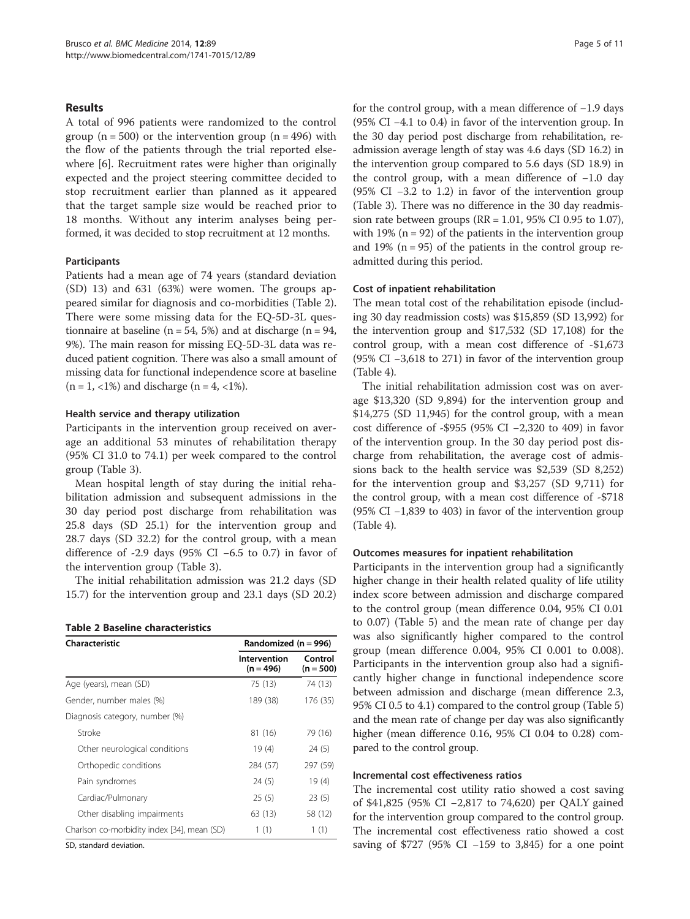## Results

A total of 996 patients were randomized to the control group (n = 500) or the intervention group (n = 496) with the flow of the patients through the trial reported elsewhere [6]. Recruitment rates were higher than originally expected and the project steering committee decided to stop recruitment earlier than planned as it appeared that the target sample size would be reached prior to 18 months. Without any interim analyses being performed, it was decided to stop recruitment at 12 months.

### Participants

Patients had a mean age of 74 years (standard deviation (SD) 13) and 631 (63%) were women. The groups appeared similar for diagnosis and co-morbidities (Table 2). There were some missing data for the EQ-5D-3L questionnaire at baseline (n = 54, 5%) and at discharge (n = 94, 9%). The main reason for missing EQ-5D-3L data was reduced patient cognition. There was also a small amount of missing data for functional independence score at baseline (n = 1, <1%) and discharge (n = 4, <1%).

### Health service and therapy utilization

Participants in the intervention group received on average an additional 53 minutes of rehabilitation therapy (95% CI 31.0 to 74.1) per week compared to the control group (Table 3).

Mean hospital length of stay during the initial rehabilitation admission and subsequent admissions in the 30 day period post discharge from rehabilitation was 25.8 days (SD 25.1) for the intervention group and 28.7 days (SD 32.2) for the control group, with a mean difference of -2.9 days (95% CI −6.5 to 0.7) in favor of the intervention group (Table 3).

The initial rehabilitation admission was 21.2 days (SD 15.7) for the intervention group and 23.1 days (SD 20.2) for the control group, with a mean difference of −1.9 days (95% CI −4.1 to 0.4) in favor of the intervention group. In the 30 day period post discharge from rehabilitation, readmission average length of stay was 4.6 days (SD 16.2) in the intervention group compared to 5.6 days (SD 18.9) in the control group, with a mean difference of −1.0 day (95% CI −3.2 to 1.2) in favor of the intervention group (Table 3). There was no difference in the 30 day readmission rate between groups (RR = 1.01, 95% CI 0.95 to 1.07), with 19% (n = 92) of the patients in the intervention group and 19% (n = 95) of the patients in the control group readmitted during this period.

**Table 2 Baseline characteristics**

| Characteristic | Randomized (n = 996) | |
|---|---|---|
| | Intervention (n = 496) | Control (n = 500) |
| Age (years), mean (SD) | 75 (13) | 74 (13) |
| Gender, number males (%) | 189 (38) | 176 (35) |
| Diagnosis category, number (%) | | |
| Stroke | 81 (16) | 79 (16) |
| Other neurological conditions | 19 (4) | 24 (5) |
| Orthopedic conditions | 284 (57) | 297 (59) |
| Pain syndromes | 24 (5) | 19 (4) |
| Cardiac/Pulmonary | 25 (5) | 23 (5) |
| Other disabling impairments | 63 (13) | 58 (12) |
| Charlson co-morbidity index [34], mean (SD) | 1 (1) | 1 (1) |

SD, standard deviation.

### Cost of inpatient rehabilitation

The mean total cost of the rehabilitation episode (including 30 day readmission costs) was $15,859 (SD 13,992) for the intervention group and $17,532 (SD 17,108) for the control group, with a mean cost difference of -$1,673 (95% CI −3,618 to 271) in favor of the intervention group (Table 4).

The initial rehabilitation admission cost was on average $13,320 (SD 9,894) for the intervention group and $14,275 (SD 11,945) for the control group, with a mean cost difference of -$955 (95% CI −2,320 to 409) in favor of the intervention group. In the 30 day period post discharge from rehabilitation, the average cost of admissions back to the health service was $2,539 (SD 8,252) for the intervention group and $3,257 (SD 9,711) for the control group, with a mean cost difference of -$718 (95% CI −1,839 to 403) in favor of the intervention group (Table 4).

### Outcomes measures for inpatient rehabilitation

Participants in the intervention group had a significantly higher change in their health related quality of life utility index score between admission and discharge compared to the control group (mean difference 0.04, 95% CI 0.01 to 0.07) (Table 5) and the mean rate of change per day was also significantly higher compared to the control group (mean difference 0.004, 95% CI 0.001 to 0.008). Participants in the intervention group also had a significantly higher change in functional independence score between admission and discharge (mean difference 2.3, 95% CI 0.5 to 4.1) compared to the control group (Table 5) and the mean rate of change per day was also significantly higher (mean difference 0.16, 95% CI 0.04 to 0.28) compared to the control group.

### Incremental cost effectiveness ratios

The incremental cost utility ratio showed a cost saving of $41,825 (95% CI −2,817 to 74,620) per QALY gained for the intervention group compared to the control group. The incremental cost effectiveness ratio showed a cost saving of $727 (95% CI −159 to 3,845) for a one point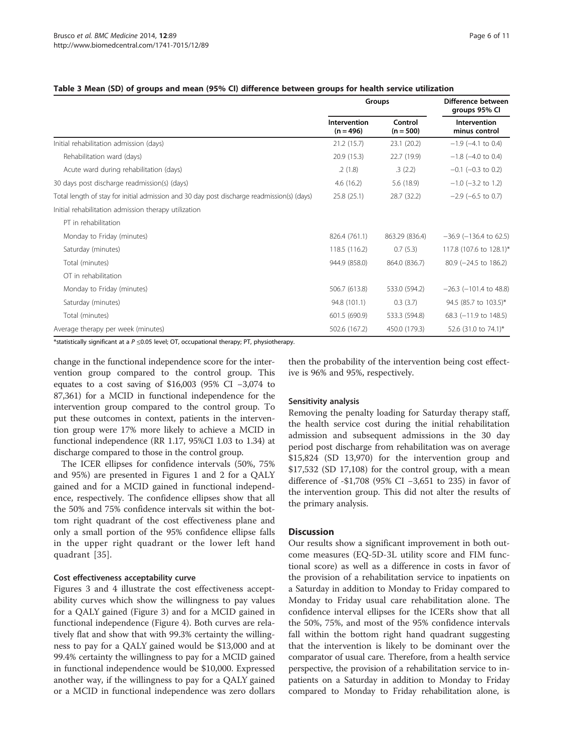**Table 3 Mean (SD) of groups and mean (95% CI) difference between groups for health service utilization**

| | Groups | | Difference between groups 95% CI |
|---|---|---|---|
| | Intervention (n = 496) | Control (n = 500) | Intervention minus control |
| Initial rehabilitation admission (days) | 21.2 (15.7) | 23.1 (20.2) | −1.9 (−4.1 to 0.4) |
| Rehabilitation ward (days) | 20.9 (15.3) | 22.7 (19.9) | −1.8 (−4.0 to 0.4) |
| Acute ward during rehabilitation (days) | .2 (1.8) | .3 (2.2) | −0.1 (−0.3 to 0.2) |
| 30 days post discharge readmission(s) (days) | 4.6 (16.2) | 5.6 (18.9) | −1.0 (−3.2 to 1.2) |
| Total length of stay for initial admission and 30 day post discharge readmission(s) (days) | 25.8 (25.1) | 28.7 (32.2) | −2.9 (−6.5 to 0.7) |
| Initial rehabilitation admission therapy utilization | | | |
| PT in rehabilitation | | | |
| Monday to Friday (minutes) | 826.4 (761.1) | 863.29 (836.4) | −36.9 (−136.4 to 62.5) |
| Saturday (minutes) | 118.5 (116.2) | 0.7 (5.3) | 117.8 (107.6 to 128.1)* |
| Total (minutes) | 944.9 (858.0) | 864.0 (836.7) | 80.9 (−24.5 to 186.2) |
| OT in rehabilitation | | | |
| Monday to Friday (minutes) | 506.7 (613.8) | 533.0 (594.2) | −26.3 (−101.4 to 48.8) |
| Saturday (minutes) | 94.8 (101.1) | 0.3 (3.7) | 94.5 (85.7 to 103.5)* |
| Total (minutes) | 601.5 (690.9) | 533.3 (594.8) | 68.3 (−11.9 to 148.5) |
| Average therapy per week (minutes) | 502.6 (167.2) | 450.0 (179.3) | 52.6 (31.0 to 74.1)* |

*statistically significant at a $P \leq 0.05$ level; OT, occupational therapy; PT, physiotherapy.

change in the functional independence score for the intervention group compared to the control group. This equates to a cost saving of $16,003 (95% CI −3,074 to 87,361) for a MCID in functional independence for the intervention group compared to the control group. To put these outcomes in context, patients in the intervention group were 17% more likely to achieve a MCID in functional independence (RR 1.17, 95%CI 1.03 to 1.34) at discharge compared to those in the control group.

The ICER ellipses for confidence intervals (50%, 75% and 95%) are presented in Figures 1 and 2 for a QALY gained and for a MCID gained in functional independence, respectively. The confidence ellipses show that all the 50% and 75% confidence intervals sit within the bottom right quadrant of the cost effectiveness plane and only a small portion of the 95% confidence ellipse falls in the upper right quadrant or the lower left hand quadrant [35].

### Cost effectiveness acceptability curve

Figures 3 and 4 illustrate the cost effectiveness acceptability curves which show the willingness to pay values for a QALY gained (Figure 3) and for a MCID gained in functional independence (Figure 4). Both curves are relatively flat and show that with 99.3% certainty the willingness to pay for a QALY gained would be $13,000 and at 99.4% certainty the willingness to pay for a MCID gained in functional independence would be $10,000. Expressed another way, if the willingness to pay for a QALY gained or a MCID in functional independence was zero dollars then the probability of the intervention being cost effective is 96% and 95%, respectively.

### Sensitivity analysis

Removing the penalty loading for Saturday therapy staff, the health service cost during the initial rehabilitation admission and subsequent admissions in the 30 day period post discharge from rehabilitation was on average $15,824 (SD 13,970) for the intervention group and $17,532 (SD 17,108) for the control group, with a mean difference of -$1,708 (95% CI −3,651 to 235) in favor of the intervention group. This did not alter the results of the primary analysis.

## Discussion

Our results show a significant improvement in both outcome measures (EQ-5D-3L utility score and FIM functional score) as well as a difference in costs in favor of the provision of a rehabilitation service to inpatients on a Saturday in addition to Monday to Friday compared to Monday to Friday usual care rehabilitation alone. The confidence interval ellipses for the ICERs show that all the 50%, 75%, and most of the 95% confidence intervals fall within the bottom right hand quadrant suggesting that the intervention is likely to be dominant over the comparator of usual care. Therefore, from a health service perspective, the provision of a rehabilitation service to inpatients on a Saturday in addition to Monday to Friday compared to Monday to Friday rehabilitation alone, is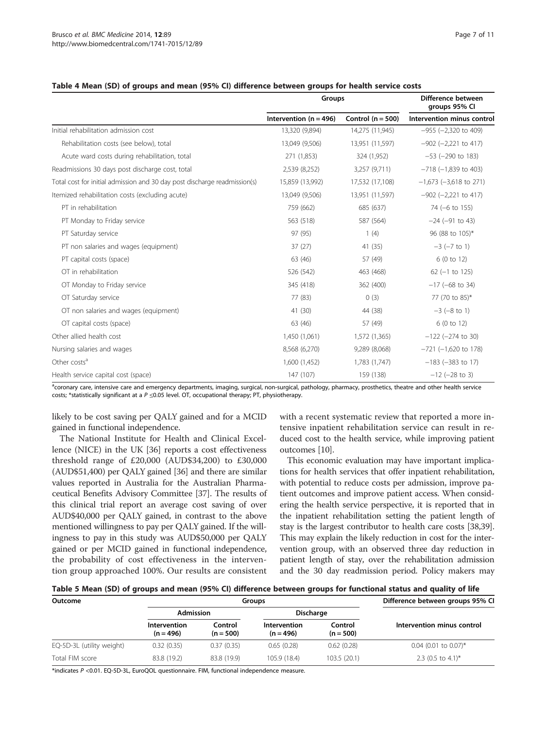**Table 4 Mean (SD) of groups and mean (95% CI) difference between groups for health service costs**

| | Groups | | Difference between groups 95% CI |
|---|---|---|---|
| | Intervention (n = 496) | Control (n = 500) | Intervention minus control |
| Initial rehabilitation admission cost | 13,320 (9,894) | 14,275 (11,945) | −955 (−2,320 to 409) |
| Rehabilitation costs (see below), total | 13,049 (9,506) | 13,951 (11,597) | −902 (−2,221 to 417) |
| Acute ward costs during rehabilitation, total | 271 (1,853) | 324 (1,952) | −53 (−290 to 183) |
| Readmissions 30 days post discharge cost, total | 2,539 (8,252) | 3,257 (9,711) | −718 (−1,839 to 403) |
| Total cost for initial admission and 30 day post discharge readmission(s) | 15,859 (13,992) | 17,532 (17,108) | −1,673 (−3,618 to 271) |
| Itemized rehabilitation costs (excluding acute) | 13,049 (9,506) | 13,951 (11,597) | −902 (−2,221 to 417) |
| PT in rehabilitation | 759 (662) | 685 (637) | 74 (−6 to 155) |
| PT Monday to Friday service | 563 (518) | 587 (564) | −24 (−91 to 43) |
| PT Saturday service | 97 (95) | 1 (4) | 96 (88 to 105)* |
| PT non salaries and wages (equipment) | 37 (27) | 41 (35) | −3 (−7 to 1) |
| PT capital costs (space) | 63 (46) | 57 (49) | 6 (0 to 12) |
| OT in rehabilitation | 526 (542) | 463 (468) | 62 (−1 to 125) |
| OT Monday to Friday service | 345 (418) | 362 (400) | −17 (−68 to 34) |
| OT Saturday service | 77 (83) | 0 (3) | 77 (70 to 85)* |
| OT non salaries and wages (equipment) | 41 (30) | 44 (38) | −3 (−8 to 1) |
| OT capital costs (space) | 63 (46) | 57 (49) | 6 (0 to 12) |
| Other allied health cost | 1,450 (1,061) | 1,572 (1,365) | −122 (−274 to 30) |
| Nursing salaries and wages | 8,568 (6,270) | 9,289 (8,068) | −721 (−1,620 to 178) |
| Other costs[a] | 1,600 (1,452) | 1,783 (1,747) | −183 (−383 to 17) |
| Health service capital cost (space) | 147 (107) | 159 (138) | −12 (−28 to 3) |

[a]coronary care, intensive care and emergency departments, imaging, surgical, non-surgical, pathology, pharmacy, prosthetics, theatre and other health service costs; *statistically significant at a $P \leq 0.05$ level. OT, occupational therapy; PT, physiotherapy.

likely to be cost saving per QALY gained and for a MCID gained in functional independence.

The National Institute for Health and Clinical Excellence (NICE) in the UK [36] reports a cost effectiveness threshold range of £20,000 (AUD$34,200) to £30,000 (AUD$51,400) per QALY gained [36] and there are similar values reported in Australia for the Australian Pharmaceutical Benefits Advisory Committee [37]. The results of this clinical trial report an average cost saving of over AUD$40,000 per QALY gained, in contrast to the above mentioned willingness to pay per QALY gained. If the willingness to pay in this study was AUD$50,000 per QALY gained or per MCID gained in functional independence, the probability of cost effectiveness in the intervention group approached 100%. Our results are consistent with a recent systematic review that reported a more intensive inpatient rehabilitation service can result in reduced cost to the health service, while improving patient outcomes [10].

This economic evaluation may have important implications for health services that offer inpatient rehabilitation, with potential to reduce costs per admission, improve patient outcomes and improve patient access. When considering the health service perspective, it is reported that in the inpatient rehabilitation setting the patient length of stay is the largest contributor to health care costs [38,39]. This may explain the likely reduction in cost for the intervention group, with an observed three day reduction in patient length of stay, over the rehabilitation admission and the 30 day readmission period. Policy makers may

**Table 5 Mean (SD) of groups and mean (95% CI) difference between groups for functional status and quality of life**

| Outcome | Groups | | | | Difference between groups 95% CI |
|---|---|---|---|---|---|
| | Admission | | Discharge | | |
| | Intervention (n = 496) | Control (n = 500) | Intervention (n = 496) | Control (n = 500) | Intervention minus control |
| EQ-5D-3L (utility weight) | 0.32 (0.35) | 0.37 (0.35) | 0.65 (0.28) | 0.62 (0.28) | 0.04 (0.01 to 0.07)* |
| Total FIM score | 83.8 (19.2) | 83.8 (19.9) | 105.9 (18.4) | 103.5 (20.1) | 2.3 (0.5 to 4.1)* |

*indicates $P < 0.01$. EQ-5D-3L, EuroQOL questionnaire. FIM, functional independence measure.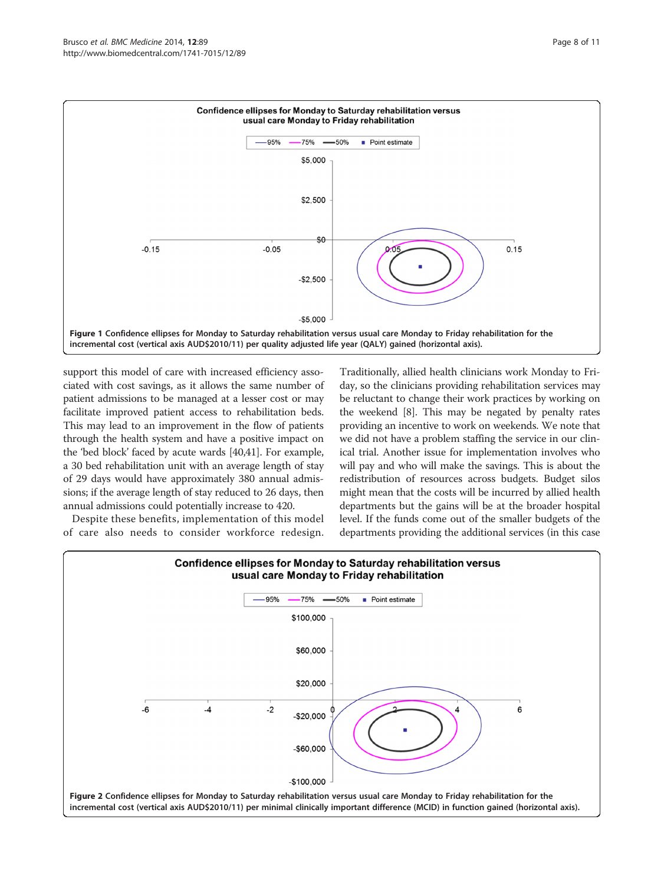Figure 1 Confidence ellipses for Monday to Saturday rehabilitation versus usual care Monday to Friday rehabilitation for the incremental cost (vertical axis AUD$2010/11) per quality adjusted life year (QALY) gained (horizontal axis).

support this model of care with increased efficiency associated with cost savings, as it allows the same number of patient admissions to be managed at a lesser cost or may facilitate improved patient access to rehabilitation beds. This may lead to an improvement in the flow of patients through the health system and have a positive impact on the 'bed block' faced by acute wards [40,41]. For example, a 30 bed rehabilitation unit with an average length of stay of 29 days would have approximately 380 annual admissions; if the average length of stay reduced to 26 days, then annual admissions could potentially increase to 420.

Despite these benefits, implementation of this model of care also needs to consider workforce redesign. Traditionally, allied health clinicians work Monday to Friday, so the clinicians providing rehabilitation services may be reluctant to change their work practices by working on the weekend [8]. This may be negated by penalty rates providing an incentive to work on weekends. We note that we did not have a problem staffing the service in our clinical trial. Another issue for implementation involves who will pay and who will make the savings. This is about the redistribution of resources across budgets. Budget silos might mean that the costs will be incurred by allied health departments but the gains will be at the broader hospital level. If the funds come out of the smaller budgets of the departments providing the additional services (in this case

Figure 2 Confidence ellipses for Monday to Saturday rehabilitation versus usual care Monday to Friday rehabilitation for the incremental cost (vertical axis AUD$2010/11) per minimal clinically important difference (MCID) in function gained (horizontal axis).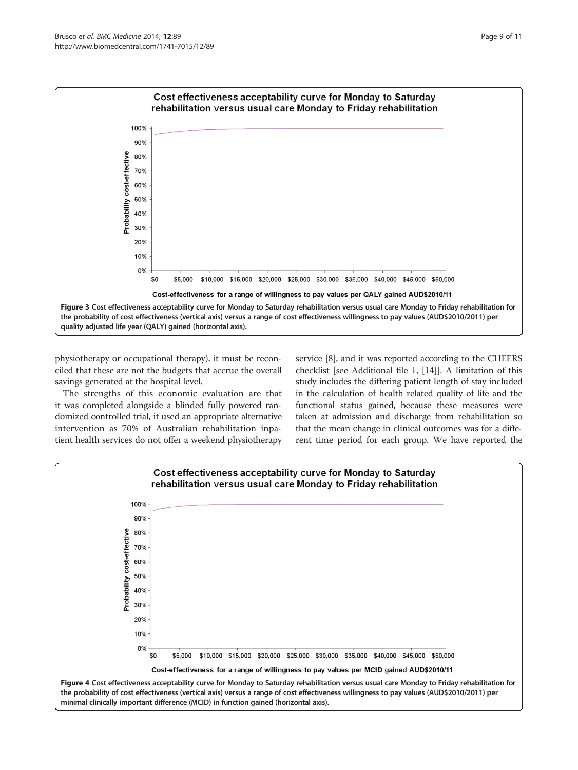Cost effectiveness acceptability curve for Monday to Saturday rehabilitation versus usual care Monday to Friday rehabilitation

**Figure 3** Cost effectiveness acceptability curve for Monday to Saturday rehabilitation versus usual care Monday to Friday rehabilitation for the probability of cost effectiveness (vertical axis) versus a range of cost effectiveness willingness to pay values (AUD$2010/2011) per quality adjusted life year (QALY) gained (horizontal axis).

physiotherapy or occupational therapy), it must be reconciled that these are not the budgets that accrue the overall savings generated at the hospital level.

The strengths of this economic evaluation are that it was completed alongside a blinded fully powered randomized controlled trial, it used an appropriate alternative intervention as 70% of Australian rehabilitation inpatient health services do not offer a weekend physiotherapy service [8], and it was reported according to the CHEERS checklist [see Additional file 1, [14]]. A limitation of this study includes the differing patient length of stay included in the calculation of health related quality of life and the functional status gained, because these measures were taken at admission and discharge from rehabilitation so that the mean change in clinical outcomes was for a different time period for each group. We have reported the

Cost effectiveness acceptability curve for Monday to Saturday rehabilitation versus usual care Monday to Friday rehabilitation

**Figure 4** Cost effectiveness acceptability curve for Monday to Saturday rehabilitation versus usual care Monday to Friday rehabilitation for the probability of cost effectiveness (vertical axis) versus a range of cost effectiveness willingness to pay values (AUD$2010/2011) per minimal clinically important difference (MCID) in function gained (horizontal axis).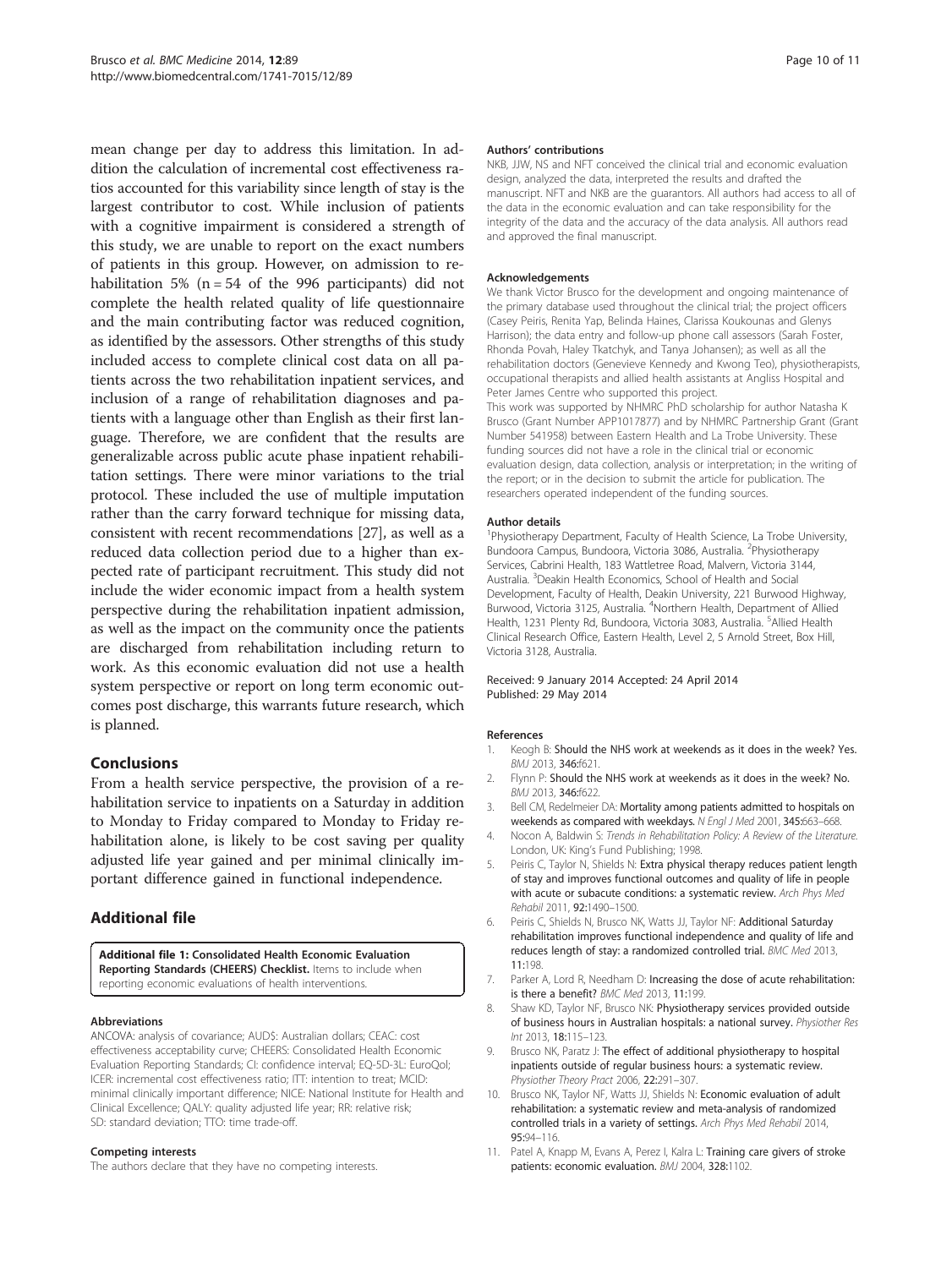mean change per day to address this limitation. In addition the calculation of incremental cost effectiveness ratios accounted for this variability since length of stay is the largest contributor to cost. While inclusion of patients with a cognitive impairment is considered a strength of this study, we are unable to report on the exact numbers of patients in this group. However, on admission to rehabilitation 5% (n = 54 of the 996 participants) did not complete the health related quality of life questionnaire and the main contributing factor was reduced cognition, as identified by the assessors. Other strengths of this study included access to complete clinical cost data on all patients across the two rehabilitation inpatient services, and inclusion of a range of rehabilitation diagnoses and patients with a language other than English as their first language. Therefore, we are confident that the results are generalizable across public acute phase inpatient rehabilitation settings. There were minor variations to the trial protocol. These included the use of multiple imputation rather than the carry forward technique for missing data, consistent with recent recommendations [27], as well as a reduced data collection period due to a higher than expected rate of participant recruitment. This study did not include the wider economic impact from a health system perspective during the rehabilitation inpatient admission, as well as the impact on the community once the patients are discharged from rehabilitation including return to work. As this economic evaluation did not use a health system perspective or report on long term economic outcomes post discharge, this warrants future research, which is planned.

## Conclusions

From a health service perspective, the provision of a rehabilitation service to inpatients on a Saturday in addition to Monday to Friday compared to Monday to Friday rehabilitation alone, is likely to be cost saving per quality adjusted life year gained and per minimal clinically important difference gained in functional independence.

## Additional file

**Additional file 1: Consolidated Health Economic Evaluation Reporting Standards (CHEERS) Checklist.** Items to include when reporting economic evaluations of health interventions.

#### Abbreviations

ANCOVA: analysis of covariance; AUD$: Australian dollars; CEAC: cost effectiveness acceptability curve; CHEERS: Consolidated Health Economic Evaluation Reporting Standards; CI: confidence interval; EQ-5D-3L: EuroQol; ICER: incremental cost effectiveness ratio; ITT: intention to treat; MCID: minimal clinically important difference; NICE: National Institute for Health and Clinical Excellence; QALY: quality adjusted life year; RR: relative risk; SD: standard deviation; TTO: time trade-off.

#### Competing interests

The authors declare that they have no competing interests.

#### Authors' contributions

NKB, JJW, NS and NFT conceived the clinical trial and economic evaluation design, analyzed the data, interpreted the results and drafted the manuscript. NFT and NKB are the guarantors. All authors had access to all of the data in the economic evaluation and can take responsibility for the integrity of the data and the accuracy of the data analysis. All authors read and approved the final manuscript.

#### Acknowledgements

We thank Victor Brusco for the development and ongoing maintenance of the primary database used throughout the clinical trial; the project officers (Casey Peiris, Renita Yap, Belinda Haines, Clarissa Koukounas and Glenys Harrison); the data entry and follow-up phone call assessors (Sarah Foster, Rhonda Povah, Haley Tkatchyk, and Tanya Johansen); as well as all the rehabilitation doctors (Genevieve Kennedy and Kwong Teo), physiotherapists, occupational therapists and allied health assistants at Angliss Hospital and Peter James Centre who supported this project.

This work was supported by NHMRC PhD scholarship for author Natasha K Brusco (Grant Number APP1017877) and by NHMRC Partnership Grant (Grant Number 541958) between Eastern Health and La Trobe University. These funding sources did not have a role in the clinical trial or economic evaluation design, data collection, analysis or interpretation; in the writing of the report; or in the decision to submit the article for publication. The researchers operated independent of the funding sources.

#### Author details

[1]Physiotherapy Department, Faculty of Health Science, La Trobe University, Bundoora Campus, Bundoora, Victoria 3086, Australia. [2]Physiotherapy Services, Cabrini Health, 183 Wattletree Road, Malvern, Victoria 3144, Australia. [3]Deakin Health Economics, School of Health and Social Development, Faculty of Health, Deakin University, 221 Burwood Highway, Burwood, Victoria 3125, Australia. [4]Northern Health, Department of Allied Health, 1231 Plenty Rd, Bundoora, Victoria 3083, Australia. [5]Allied Health Clinical Research Office, Eastern Health, Level 2, 5 Arnold Street, Box Hill, Victoria 3128, Australia.

Received: 9 January 2014 Accepted: 24 April 2014
Published: 29 May 2014

#### References

1. Keogh B: **Should the NHS work at weekends as it does in the week? Yes.** *BMJ* 2013, **346:**f621.
2. Flynn P: **Should the NHS work at weekends as it does in the week? No.** *BMJ* 2013, **346:**f622.
3. Bell CM, Redelmeier DA: **Mortality among patients admitted to hospitals on weekends as compared with weekdays.** *N Engl J Med* 2001, **345:**663–668.
4. Nocon A, Baldwin S: *Trends in Rehabilitation Policy: A Review of the Literature.* London, UK: King's Fund Publishing; 1998.
5. Peiris C, Taylor N, Shields N: **Extra physical therapy reduces patient length of stay and improves functional outcomes and quality of life in people with acute or subacute conditions: a systematic review.** *Arch Phys Med Rehabil* 2011, **92:**1490–1500.
6. Peiris C, Shields N, Brusco NK, Watts JJ, Taylor NF: **Additional Saturday rehabilitation improves functional independence and quality of life and reduces length of stay: a randomized controlled trial.** *BMC Med* 2013, **11:**198.
7. Parker A, Lord R, Needham D: **Increasing the dose of acute rehabilitation: is there a benefit?** *BMC Med* 2013, **11:**199.
8. Shaw KD, Taylor NF, Brusco NK: **Physiotherapy services provided outside of business hours in Australian hospitals: a national survey.** *Physiother Res Int* 2013, **18:**115–123.
9. Brusco NK, Paratz J: **The effect of additional physiotherapy to hospital inpatients outside of regular business hours: a systematic review.** *Physiother Theory Pract* 2006, **22:**291–307.
10. Brusco NK, Taylor NF, Watts JJ, Shields N: **Economic evaluation of adult rehabilitation: a systematic review and meta-analysis of randomized controlled trials in a variety of settings.** *Arch Phys Med Rehabil* 2014, **95:**94–116.
11. Patel A, Knapp M, Evans A, Perez I, Kalra L: **Training care givers of stroke patients: economic evaluation.** *BMJ* 2004, **328:**1102.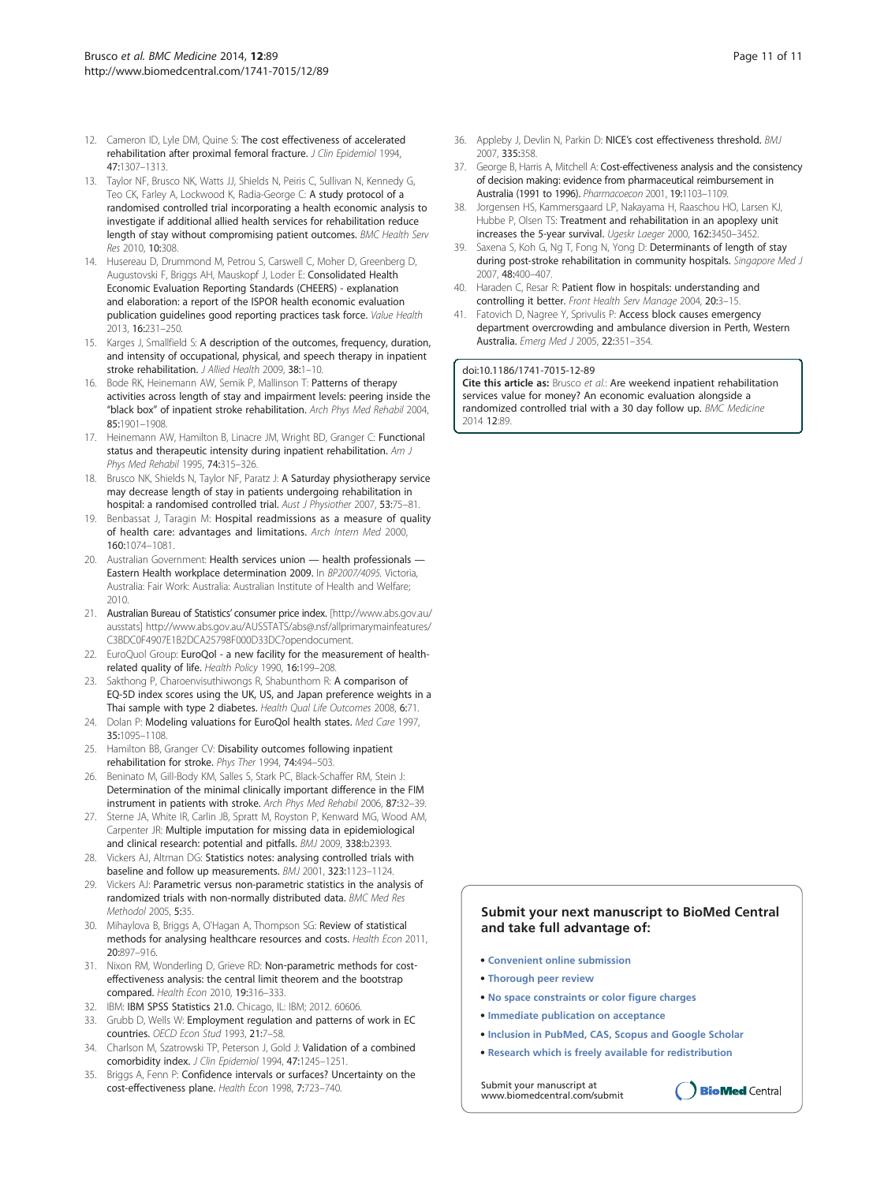12. Cameron ID, Lyle DM, Quine S: **The cost effectiveness of accelerated rehabilitation after proximal femoral fracture.** *J Clin Epidemiol* 1994, **47:**1307–1313.
13. Taylor NF, Brusco NK, Watts JJ, Shields N, Peiris C, Sullivan N, Kennedy G, Teo CK, Farley A, Lockwood K, Radia-George C: **A study protocol of a randomised controlled trial incorporating a health economic analysis to investigate if additional allied health services for rehabilitation reduce length of stay without compromising patient outcomes.** *BMC Health Serv Res* 2010, **10:**308.
14. Husereau D, Drummond M, Petrou S, Carswell C, Moher D, Greenberg D, Augustovski F, Briggs AH, Mauskopf J, Loder E: **Consolidated Health Economic Evaluation Reporting Standards (CHEERS) - explanation and elaboration: a report of the ISPOR health economic evaluation publication guidelines good reporting practices task force.** *Value Health* 2013, **16:**231–250.
15. Karges J, Smallfield S: **A description of the outcomes, frequency, duration, and intensity of occupational, physical, and speech therapy in inpatient stroke rehabilitation.** *J Allied Health* 2009, **38:**1–10.
16. Bode RK, Heinemann AW, Semik P, Mallinson T: **Patterns of therapy activities across length of stay and impairment levels: peering inside the "black box" of inpatient stroke rehabilitation.** *Arch Phys Med Rehabil* 2004, **85:**1901–1908.
17. Heinemann AW, Hamilton B, Linacre JM, Wright BD, Granger C: **Functional status and therapeutic intensity during inpatient rehabilitation.** *Am J Phys Med Rehabil* 1995, **74:**315–326.
18. Brusco NK, Shields N, Taylor NF, Paratz J: **A Saturday physiotherapy service may decrease length of stay in patients undergoing rehabilitation in hospital: a randomised controlled trial.** *Aust J Physiother* 2007, **53:**75–81.
19. Benbassat J, Taragin M: **Hospital readmissions as a measure of quality of health care: advantages and limitations.** *Arch Intern Med* 2000, **160:**1074–1081.
20. Australian Government: **Health services union — health professionals — Eastern Health workplace determination 2009.** In *BP2007/4095.* Victoria, Australia: Fair Work: Australia: Australian Institute of Health and Welfare; 2010.
21. **Australian Bureau of Statistics' consumer price index.** [http://www.abs.gov.au/ausstats] http://www.abs.gov.au/AUSSTATS/abs@.nsf/allprimarymainfeatures/C3BDC0F4907E1B2DCA25798F000D33DC?opendocument.
22. EuroQuol Group: **EuroQol - a new facility for the measurement of health-related quality of life.** *Health Policy* 1990, **16:**199–208.
23. Sakthong P, Charoenvisuthiwongs R, Shabunthom R: **A comparison of EQ-5D index scores using the UK, US, and Japan preference weights in a Thai sample with type 2 diabetes.** *Health Qual Life Outcomes* 2008, **6:**71.
24. Dolan P: **Modeling valuations for EuroQol health states.** *Med Care* 1997, **35:**1095–1108.
25. Hamilton BB, Granger CV: **Disability outcomes following inpatient rehabilitation for stroke.** *Phys Ther* 1994, **74:**494–503.
26. Beninato M, Gill-Body KM, Salles S, Stark PC, Black-Schaffer RM, Stein J: **Determination of the minimal clinically important difference in the FIM instrument in patients with stroke.** *Arch Phys Med Rehabil* 2006, **87:**32–39.
27. Sterne JA, White IR, Carlin JB, Spratt M, Royston P, Kenward MG, Wood AM, Carpenter JR: **Multiple imputation for missing data in epidemiological and clinical research: potential and pitfalls.** *BMJ* 2009, **338:**b2393.
28. Vickers AJ, Altman DG: **Statistics notes: analysing controlled trials with baseline and follow up measurements.** *BMJ* 2001, **323:**1123–1124.
29. Vickers AJ: **Parametric versus non-parametric statistics in the analysis of randomized trials with non-normally distributed data.** *BMC Med Res Methodol* 2005, **5:**35.
30. Mihaylova B, Briggs A, O'Hagan A, Thompson SG: **Review of statistical methods for analysing healthcare resources and costs.** *Health Econ* 2011, **20:**897–916.
31. Nixon RM, Wonderling D, Grieve RD: **Non-parametric methods for cost-effectiveness analysis: the central limit theorem and the bootstrap compared.** *Health Econ* 2010, **19:**316–333.
32. IBM: **IBM SPSS Statistics 21.0.** Chicago, IL: IBM; 2012. 60606.
33. Grubb D, Wells W: **Employment regulation and patterns of work in EC countries.** *OECD Econ Stud* 1993, **21:**7–58.
34. Charlson M, Szatrowski TP, Peterson J, Gold J: **Validation of a combined comorbidity index.** *J Clin Epidemiol* 1994, **47:**1245–1251.
35. Briggs A, Fenn P: **Confidence intervals or surfaces? Uncertainty on the cost-effectiveness plane.** *Health Econ* 1998, **7:**723–740.
36. Appleby J, Devlin N, Parkin D: **NICE's cost effectiveness threshold.** *BMJ* 2007, **335:**358.
37. George B, Harris A, Mitchell A: **Cost-effectiveness analysis and the consistency of decision making: evidence from pharmaceutical reimbursement in Australia (1991 to 1996).** *Pharmacoecon* 2001, **19:**1103–1109.
38. Jorgensen HS, Kammersgaard LP, Nakayama H, Raaschou HO, Larsen KJ, Hubbe P, Olsen TS: **Treatment and rehabilitation in an apoplexy unit increases the 5-year survival.** *Ugeskr Laeger* 2000, **162:**3450–3452.
39. Saxena S, Koh G, Ng T, Fong N, Yong D: **Determinants of length of stay during post-stroke rehabilitation in community hospitals.** *Singapore Med J* 2007, **48:**400–407.
40. Haraden C, Resar R: **Patient flow in hospitals: understanding and controlling it better.** *Front Health Serv Manage* 2004, **20:**3–15.
41. Fatovich D, Nagree Y, Sprivulis P: **Access block causes emergency department overcrowding and ambulance diversion in Perth, Western Australia.** *Emerg Med J* 2005, **22:**351–354.

doi:10.1186/1741-7015-12-89

**Cite this article as:** Brusco *et al.*: Are weekend inpatient rehabilitation services value for money? An economic evaluation alongside a randomized controlled trial with a 30 day follow up. *BMC Medicine* 2014 **12**:89.

**Submit your next manuscript to BioMed Central and take full advantage of:**

- **Convenient online submission**
- **Thorough peer review**
- **No space constraints or color figure charges**
- **Immediate publication on acceptance**
- **Inclusion in PubMed, CAS, Scopus and Google Scholar**
- **Research which is freely available for redistribution**

Submit your manuscript at www.biomedcentral.com/submit

BioMed Central